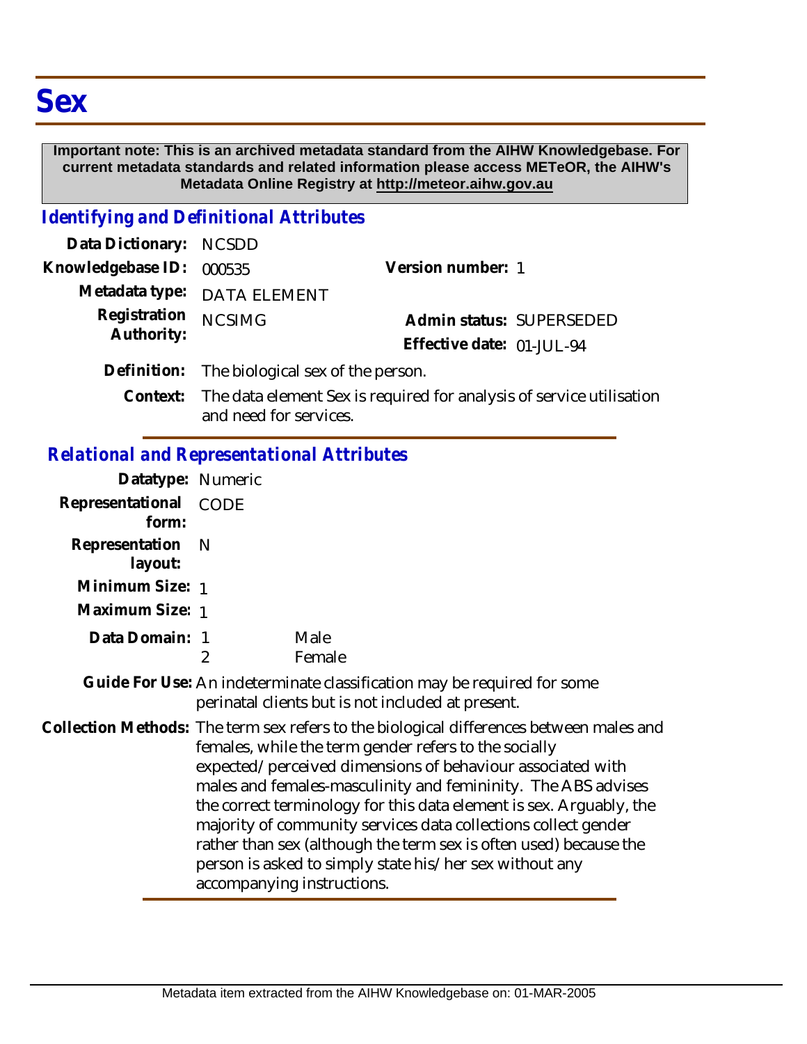# Sex

**Important note: This is an archived metadata standard from the AIHW Knowledgebase. For current metadata standards and related information please access METeOR, the AIHW's Metadata Online Registry at http://meteor.aihw.gov.au**

## *Identifying and Definitional Attributes*

| | | | |
|---|---|---|---|
| **Data Dictionary:** | NCSDD | | |
| **Knowledgebase ID:** | 000535 | **Version number:** | 1 |
| **Metadata type:** | DATA ELEMENT | | |
| **Registration Authority:** | NCSIMG | **Admin status:** | SUPERSEDED |
| | | **Effective date:** | 01-JUL-94 |

**Definition:** The biological sex of the person.

**Context:** The data element Sex is required for analysis of service utilisation and need for services.

## *Relational and Representational Attributes*

**Datatype:** Numeric

**Representational form:** CODE

**Representation layout:** N

**Minimum Size:** 1

**Maximum Size:** 1

**Data Domain:**

| | |
|---|---|
| 1 | Male |
| 2 | Female |

**Guide For Use:** An indeterminate classification may be required for some perinatal clients but is not included at present.

**Collection Methods:** The term sex refers to the biological differences between males and females, while the term gender refers to the socially expected/perceived dimensions of behaviour associated with males and females-masculinity and femininity. The ABS advises the correct terminology for this data element is sex. Arguably, the majority of community services data collections collect gender rather than sex (although the term sex is often used) because the person is asked to simply state his/her sex without any accompanying instructions.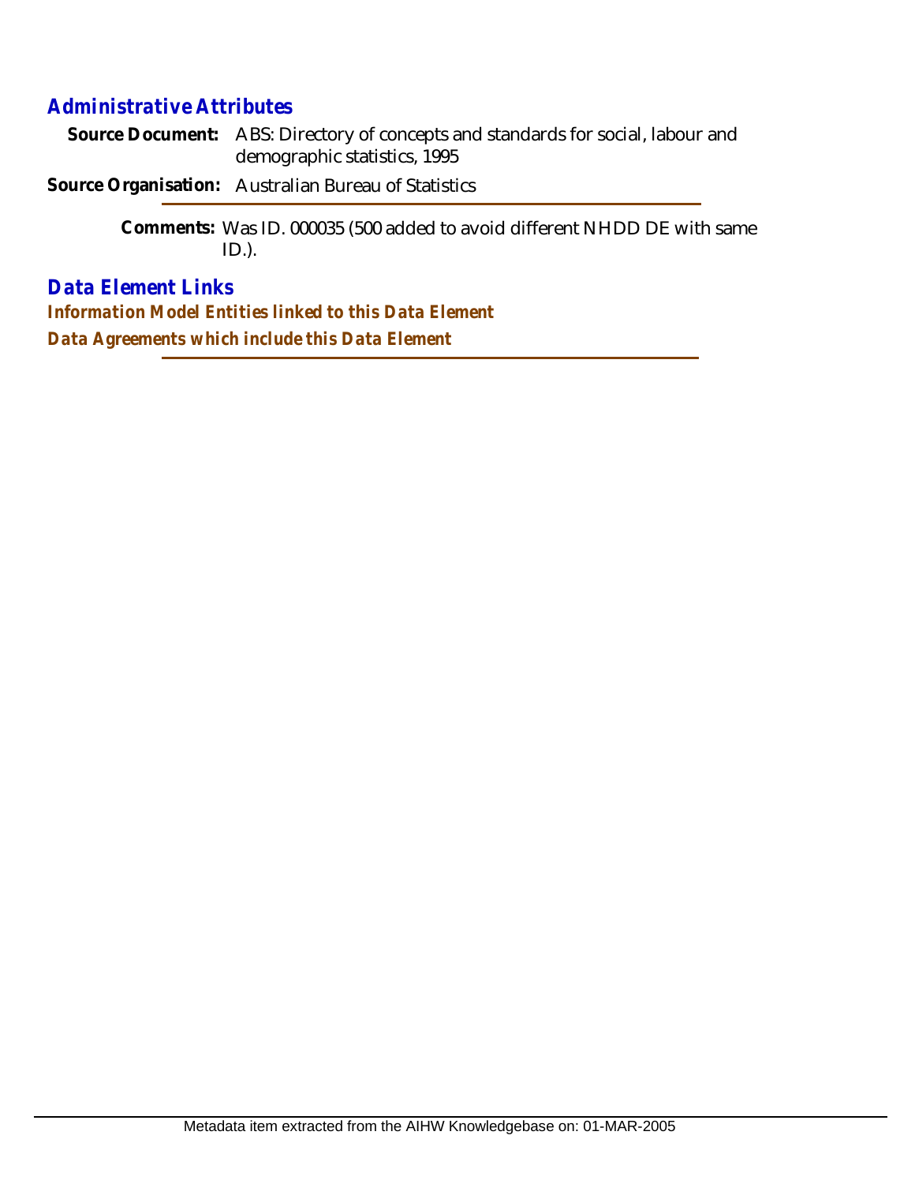## Administrative Attributes

**Source Document:** ABS: Directory of concepts and standards for social, labour and demographic statistics, 1995

**Source Organisation:** Australian Bureau of Statistics

**Comments:** Was ID. 000035 (500 added to avoid different NHDD DE with same ID.).

## Data Element Links

***Information Model Entities linked to this Data Element***

***Data Agreements which include this Data Element***